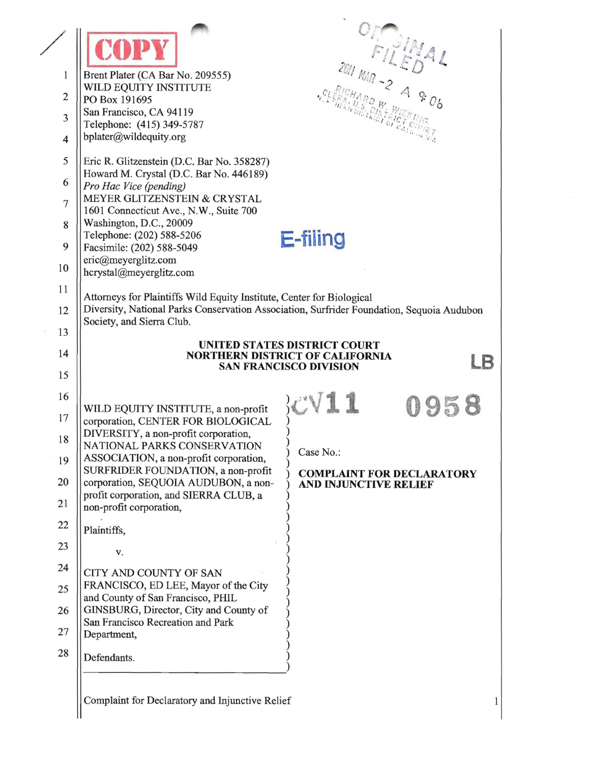COPY

Brent Plater (CA Bar No. 209555)
WILD EQUITY INSTITUTE
PO Box 191695
San Francisco, CA 94119
Telephone: (415) 349-5787
bplater@wildequity.org

Eric R. Glitzenstein (D.C. Bar No. 358287)
Howard M. Crystal (D.C. Bar No. 446189)
*Pro Hac Vice (pending)*
MEYER GLITZENSTEIN & CRYSTAL
1601 Connecticut Ave., N.W., Suite 700
Washington, D.C., 20009
Telephone: (202) 588-5206
Facsimile: (202) 588-5049
eric@meyerglitz.com
hcrystal@meyerglitz.com

ORIGINAL FILED
2011 MAR -2 A 9:06
RICHARD W. WIEKING
CLERK, U.S. DISTRICT COURT
NORTHERN DISTRICT OF CALIFORNIA

E-filing

Attorneys for Plaintiffs Wild Equity Institute, Center for Biological Diversity, National Parks Conservation Association, Surfrider Foundation, Sequoia Audubon Society, and Sierra Club.

**UNITED STATES DISTRICT COURT**
**NORTHERN DISTRICT OF CALIFORNIA**
**SAN FRANCISCO DIVISION**

LB

WILD EQUITY INSTITUTE, a non-profit corporation, CENTER FOR BIOLOGICAL DIVERSITY, a non-profit corporation, NATIONAL PARKS CONSERVATION ASSOCIATION, a non-profit corporation, SURFRIDER FOUNDATION, a non-profit corporation, SEQUOIA AUDUBON, a non-profit corporation, and SIERRA CLUB, a non-profit corporation,

Plaintiffs,

v.

CITY AND COUNTY OF SAN FRANCISCO, ED LEE, Mayor of the City and County of San Francisco, PHIL GINSBURG, Director, City and County of San Francisco Recreation and Park Department,

Defendants.

CV11 0958

Case No.:

**COMPLAINT FOR DECLARATORY AND INJUNCTIVE RELIEF**

Complaint for Declaratory and Injunctive Relief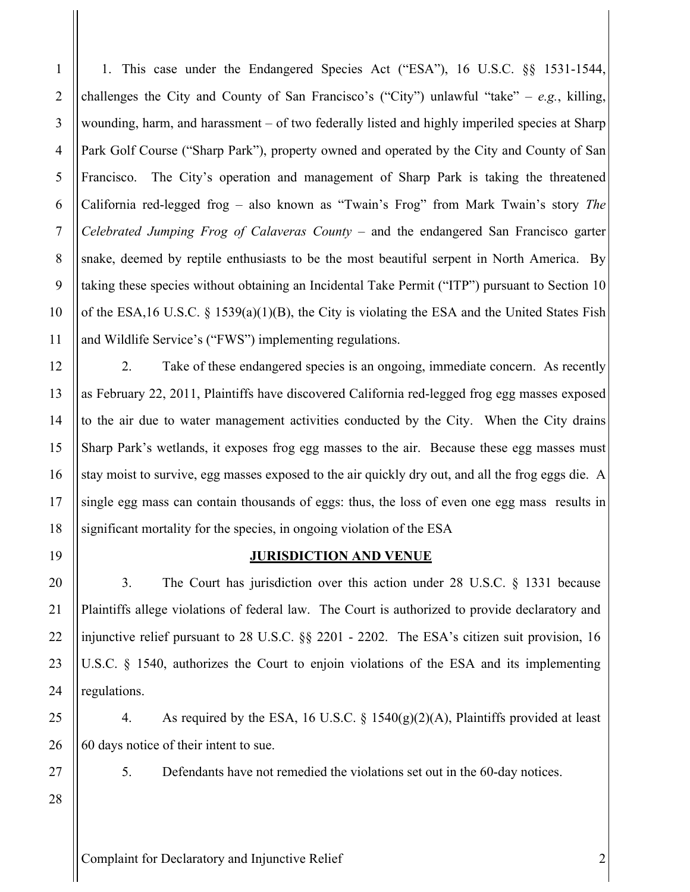1. This case under the Endangered Species Act ("ESA"), 16 U.S.C. §§ 1531-1544, challenges the City and County of San Francisco's ("City") unlawful "take" – *e.g.*, killing, wounding, harm, and harassment – of two federally listed and highly imperiled species at Sharp Park Golf Course ("Sharp Park"), property owned and operated by the City and County of San Francisco. The City's operation and management of Sharp Park is taking the threatened California red-legged frog – also known as "Twain's Frog" from Mark Twain's story *The Celebrated Jumping Frog of Calaveras County* – and the endangered San Francisco garter snake, deemed by reptile enthusiasts to be the most beautiful serpent in North America. By taking these species without obtaining an Incidental Take Permit ("ITP") pursuant to Section 10 of the ESA,16 U.S.C. § 1539(a)(1)(B), the City is violating the ESA and the United States Fish and Wildlife Service's ("FWS") implementing regulations.

2. Take of these endangered species is an ongoing, immediate concern. As recently as February 22, 2011, Plaintiffs have discovered California red-legged frog egg masses exposed to the air due to water management activities conducted by the City. When the City drains Sharp Park's wetlands, it exposes frog egg masses to the air. Because these egg masses must stay moist to survive, egg masses exposed to the air quickly dry out, and all the frog eggs die. A single egg mass can contain thousands of eggs: thus, the loss of even one egg mass results in significant mortality for the species, in ongoing violation of the ESA

## JURISDICTION AND VENUE

3. The Court has jurisdiction over this action under 28 U.S.C. § 1331 because Plaintiffs allege violations of federal law. The Court is authorized to provide declaratory and injunctive relief pursuant to 28 U.S.C. §§ 2201 - 2202. The ESA's citizen suit provision, 16 U.S.C. § 1540, authorizes the Court to enjoin violations of the ESA and its implementing regulations.

4. As required by the ESA, 16 U.S.C. § 1540(g)(2)(A), Plaintiffs provided at least 60 days notice of their intent to sue.

5. Defendants have not remedied the violations set out in the 60-day notices.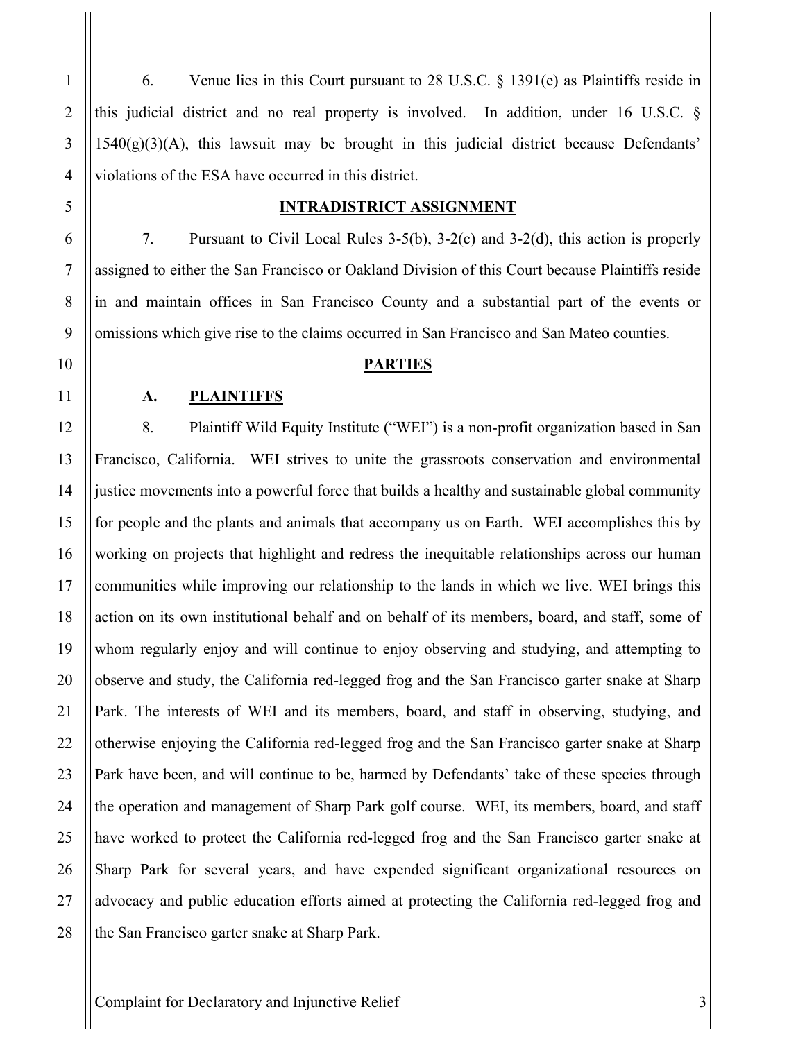6. Venue lies in this Court pursuant to 28 U.S.C. § 1391(e) as Plaintiffs reside in this judicial district and no real property is involved. In addition, under 16 U.S.C. § 1540(g)(3)(A), this lawsuit may be brought in this judicial district because Defendants' violations of the ESA have occurred in this district.

## INTRADISTRICT ASSIGNMENT

7. Pursuant to Civil Local Rules 3-5(b), 3-2(c) and 3-2(d), this action is properly assigned to either the San Francisco or Oakland Division of this Court because Plaintiffs reside in and maintain offices in San Francisco County and a substantial part of the events or omissions which give rise to the claims occurred in San Francisco and San Mateo counties.

## PARTIES

### A. PLAINTIFFS

8. Plaintiff Wild Equity Institute ("WEI") is a non-profit organization based in San Francisco, California. WEI strives to unite the grassroots conservation and environmental justice movements into a powerful force that builds a healthy and sustainable global community for people and the plants and animals that accompany us on Earth. WEI accomplishes this by working on projects that highlight and redress the inequitable relationships across our human communities while improving our relationship to the lands in which we live. WEI brings this action on its own institutional behalf and on behalf of its members, board, and staff, some of whom regularly enjoy and will continue to enjoy observing and studying, and attempting to observe and study, the California red-legged frog and the San Francisco garter snake at Sharp Park. The interests of WEI and its members, board, and staff in observing, studying, and otherwise enjoying the California red-legged frog and the San Francisco garter snake at Sharp Park have been, and will continue to be, harmed by Defendants' take of these species through the operation and management of Sharp Park golf course. WEI, its members, board, and staff have worked to protect the California red-legged frog and the San Francisco garter snake at Sharp Park for several years, and have expended significant organizational resources on advocacy and public education efforts aimed at protecting the California red-legged frog and the San Francisco garter snake at Sharp Park.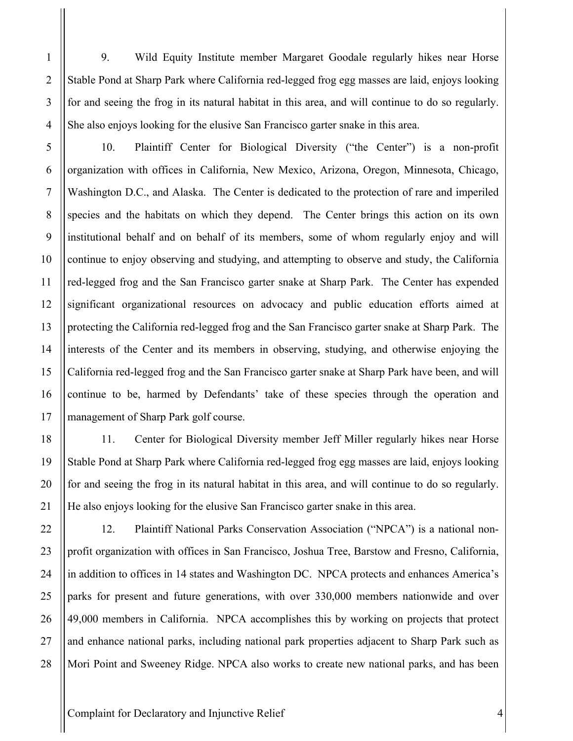9. Wild Equity Institute member Margaret Goodale regularly hikes near Horse Stable Pond at Sharp Park where California red-legged frog egg masses are laid, enjoys looking for and seeing the frog in its natural habitat in this area, and will continue to do so regularly. She also enjoys looking for the elusive San Francisco garter snake in this area.

10. Plaintiff Center for Biological Diversity ("the Center") is a non-profit organization with offices in California, New Mexico, Arizona, Oregon, Minnesota, Chicago, Washington D.C., and Alaska. The Center is dedicated to the protection of rare and imperiled species and the habitats on which they depend. The Center brings this action on its own institutional behalf and on behalf of its members, some of whom regularly enjoy and will continue to enjoy observing and studying, and attempting to observe and study, the California red-legged frog and the San Francisco garter snake at Sharp Park. The Center has expended significant organizational resources on advocacy and public education efforts aimed at protecting the California red-legged frog and the San Francisco garter snake at Sharp Park. The interests of the Center and its members in observing, studying, and otherwise enjoying the California red-legged frog and the San Francisco garter snake at Sharp Park have been, and will continue to be, harmed by Defendants' take of these species through the operation and management of Sharp Park golf course.

11. Center for Biological Diversity member Jeff Miller regularly hikes near Horse Stable Pond at Sharp Park where California red-legged frog egg masses are laid, enjoys looking for and seeing the frog in its natural habitat in this area, and will continue to do so regularly. He also enjoys looking for the elusive San Francisco garter snake in this area.

12. Plaintiff National Parks Conservation Association ("NPCA") is a national non-profit organization with offices in San Francisco, Joshua Tree, Barstow and Fresno, California, in addition to offices in 14 states and Washington DC. NPCA protects and enhances America's parks for present and future generations, with over 330,000 members nationwide and over 49,000 members in California. NPCA accomplishes this by working on projects that protect and enhance national parks, including national park properties adjacent to Sharp Park such as Mori Point and Sweeney Ridge. NPCA also works to create new national parks, and has been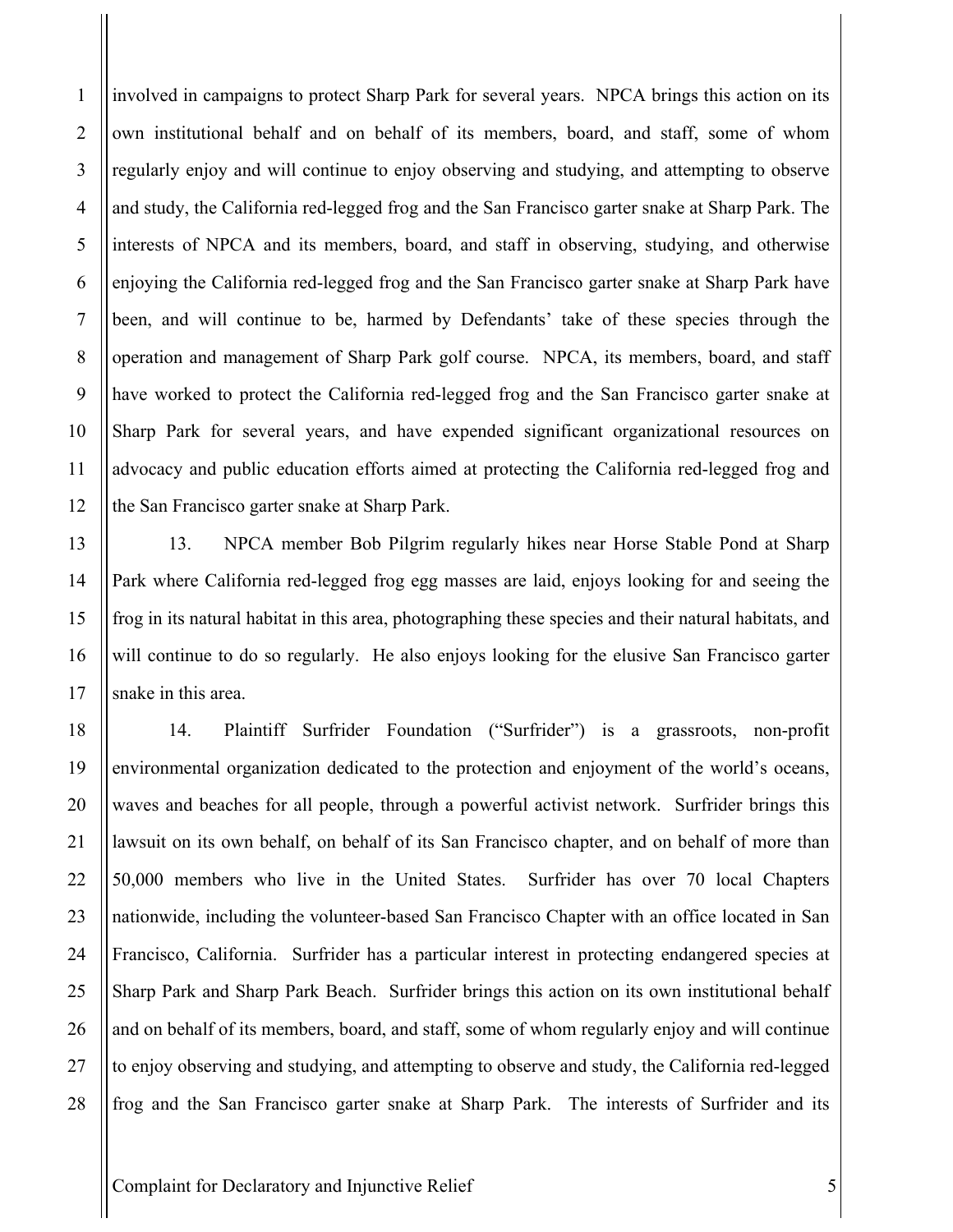involved in campaigns to protect Sharp Park for several years. NPCA brings this action on its own institutional behalf and on behalf of its members, board, and staff, some of whom regularly enjoy and will continue to enjoy observing and studying, and attempting to observe and study, the California red-legged frog and the San Francisco garter snake at Sharp Park. The interests of NPCA and its members, board, and staff in observing, studying, and otherwise enjoying the California red-legged frog and the San Francisco garter snake at Sharp Park have been, and will continue to be, harmed by Defendants' take of these species through the operation and management of Sharp Park golf course. NPCA, its members, board, and staff have worked to protect the California red-legged frog and the San Francisco garter snake at Sharp Park for several years, and have expended significant organizational resources on advocacy and public education efforts aimed at protecting the California red-legged frog and the San Francisco garter snake at Sharp Park.

13. NPCA member Bob Pilgrim regularly hikes near Horse Stable Pond at Sharp Park where California red-legged frog egg masses are laid, enjoys looking for and seeing the frog in its natural habitat in this area, photographing these species and their natural habitats, and will continue to do so regularly. He also enjoys looking for the elusive San Francisco garter snake in this area.

14. Plaintiff Surfrider Foundation ("Surfrider") is a grassroots, non-profit environmental organization dedicated to the protection and enjoyment of the world's oceans, waves and beaches for all people, through a powerful activist network. Surfrider brings this lawsuit on its own behalf, on behalf of its San Francisco chapter, and on behalf of more than 50,000 members who live in the United States. Surfrider has over 70 local Chapters nationwide, including the volunteer-based San Francisco Chapter with an office located in San Francisco, California. Surfrider has a particular interest in protecting endangered species at Sharp Park and Sharp Park Beach. Surfrider brings this action on its own institutional behalf and on behalf of its members, board, and staff, some of whom regularly enjoy and will continue to enjoy observing and studying, and attempting to observe and study, the California red-legged frog and the San Francisco garter snake at Sharp Park. The interests of Surfrider and its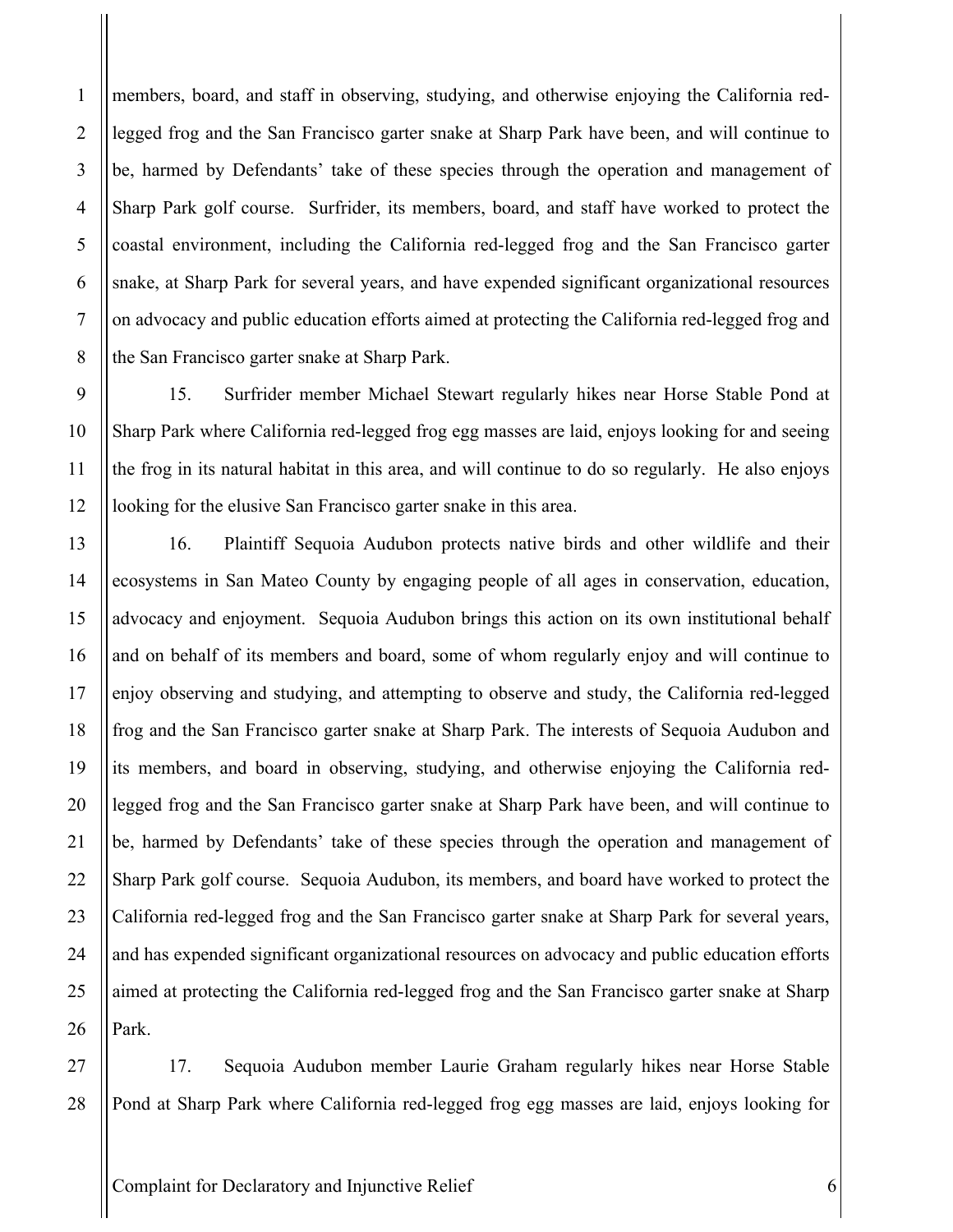members, board, and staff in observing, studying, and otherwise enjoying the California red-legged frog and the San Francisco garter snake at Sharp Park have been, and will continue to be, harmed by Defendants' take of these species through the operation and management of Sharp Park golf course. Surfrider, its members, board, and staff have worked to protect the coastal environment, including the California red-legged frog and the San Francisco garter snake, at Sharp Park for several years, and have expended significant organizational resources on advocacy and public education efforts aimed at protecting the California red-legged frog and the San Francisco garter snake at Sharp Park.

15. Surfrider member Michael Stewart regularly hikes near Horse Stable Pond at Sharp Park where California red-legged frog egg masses are laid, enjoys looking for and seeing the frog in its natural habitat in this area, and will continue to do so regularly. He also enjoys looking for the elusive San Francisco garter snake in this area.

16. Plaintiff Sequoia Audubon protects native birds and other wildlife and their ecosystems in San Mateo County by engaging people of all ages in conservation, education, advocacy and enjoyment. Sequoia Audubon brings this action on its own institutional behalf and on behalf of its members and board, some of whom regularly enjoy and will continue to enjoy observing and studying, and attempting to observe and study, the California red-legged frog and the San Francisco garter snake at Sharp Park. The interests of Sequoia Audubon and its members, and board in observing, studying, and otherwise enjoying the California red-legged frog and the San Francisco garter snake at Sharp Park have been, and will continue to be, harmed by Defendants' take of these species through the operation and management of Sharp Park golf course. Sequoia Audubon, its members, and board have worked to protect the California red-legged frog and the San Francisco garter snake at Sharp Park for several years, and has expended significant organizational resources on advocacy and public education efforts aimed at protecting the California red-legged frog and the San Francisco garter snake at Sharp Park.

17. Sequoia Audubon member Laurie Graham regularly hikes near Horse Stable Pond at Sharp Park where California red-legged frog egg masses are laid, enjoys looking for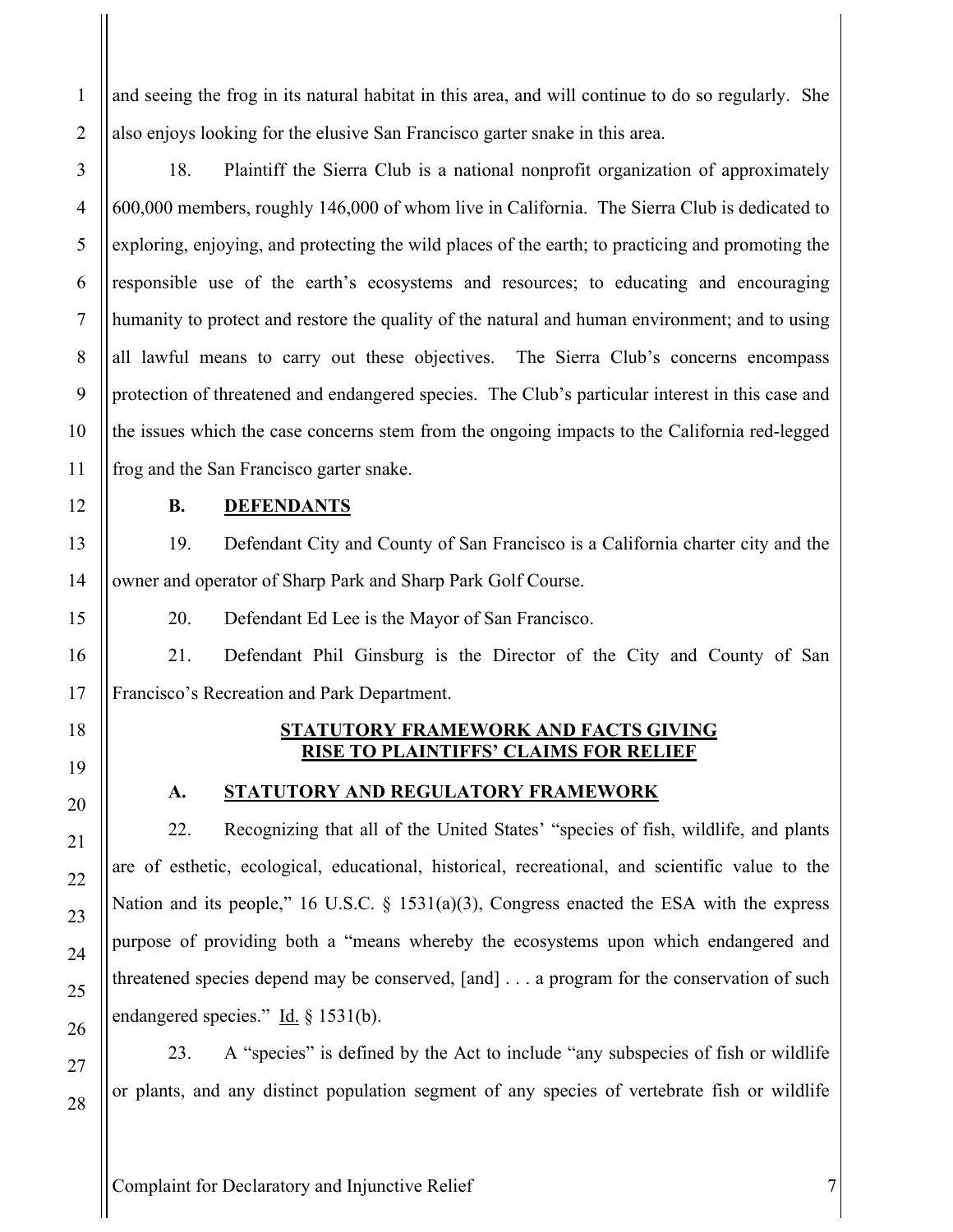and seeing the frog in its natural habitat in this area, and will continue to do so regularly. She also enjoys looking for the elusive San Francisco garter snake in this area.

18. Plaintiff the Sierra Club is a national nonprofit organization of approximately 600,000 members, roughly 146,000 of whom live in California. The Sierra Club is dedicated to exploring, enjoying, and protecting the wild places of the earth; to practicing and promoting the responsible use of the earth's ecosystems and resources; to educating and encouraging humanity to protect and restore the quality of the natural and human environment; and to using all lawful means to carry out these objectives. The Sierra Club's concerns encompass protection of threatened and endangered species. The Club's particular interest in this case and the issues which the case concerns stem from the ongoing impacts to the California red-legged frog and the San Francisco garter snake.

### B. DEFENDANTS

19. Defendant City and County of San Francisco is a California charter city and the owner and operator of Sharp Park and Sharp Park Golf Course.

20. Defendant Ed Lee is the Mayor of San Francisco.

21. Defendant Phil Ginsburg is the Director of the City and County of San Francisco's Recreation and Park Department.

## STATUTORY FRAMEWORK AND FACTS GIVING RISE TO PLAINTIFFS' CLAIMS FOR RELIEF

### A. STATUTORY AND REGULATORY FRAMEWORK

22. Recognizing that all of the United States' "species of fish, wildlife, and plants are of esthetic, ecological, educational, historical, recreational, and scientific value to the Nation and its people," 16 U.S.C. § 1531(a)(3), Congress enacted the ESA with the express purpose of providing both a "means whereby the ecosystems upon which endangered and threatened species depend may be conserved, [and] . . . a program for the conservation of such endangered species." Id. § 1531(b).

23. A "species" is defined by the Act to include "any subspecies of fish or wildlife or plants, and any distinct population segment of any species of vertebrate fish or wildlife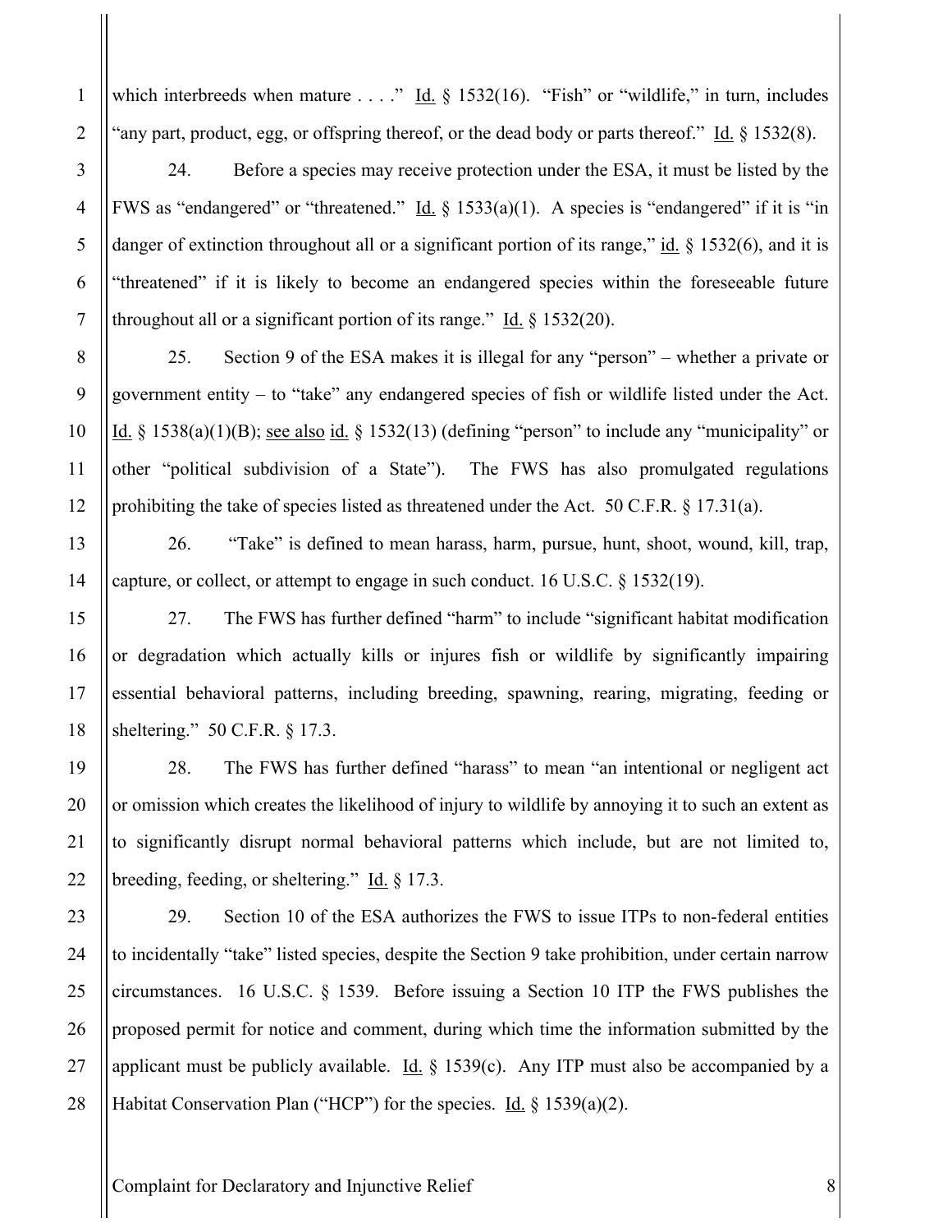which interbreeds when mature . . . ." Id. § 1532(16). "Fish" or "wildlife," in turn, includes "any part, product, egg, or offspring thereof, or the dead body or parts thereof." Id. § 1532(8).

24. Before a species may receive protection under the ESA, it must be listed by the FWS as "endangered" or "threatened." Id. § 1533(a)(1). A species is "endangered" if it is "in danger of extinction throughout all or a significant portion of its range," id. § 1532(6), and it is "threatened" if it is likely to become an endangered species within the foreseeable future throughout all or a significant portion of its range." Id. § 1532(20).

25. Section 9 of the ESA makes it is illegal for any "person" – whether a private or government entity – to "take" any endangered species of fish or wildlife listed under the Act. Id. § 1538(a)(1)(B); see also id. § 1532(13) (defining "person" to include any "municipality" or other "political subdivision of a State"). The FWS has also promulgated regulations prohibiting the take of species listed as threatened under the Act. 50 C.F.R. § 17.31(a).

26. "Take" is defined to mean harass, harm, pursue, hunt, shoot, wound, kill, trap, capture, or collect, or attempt to engage in such conduct. 16 U.S.C. § 1532(19).

27. The FWS has further defined "harm" to include "significant habitat modification or degradation which actually kills or injures fish or wildlife by significantly impairing essential behavioral patterns, including breeding, spawning, rearing, migrating, feeding or sheltering." 50 C.F.R. § 17.3.

28. The FWS has further defined "harass" to mean "an intentional or negligent act or omission which creates the likelihood of injury to wildlife by annoying it to such an extent as to significantly disrupt normal behavioral patterns which include, but are not limited to, breeding, feeding, or sheltering." Id. § 17.3.

29. Section 10 of the ESA authorizes the FWS to issue ITPs to non-federal entities to incidentally "take" listed species, despite the Section 9 take prohibition, under certain narrow circumstances. 16 U.S.C. § 1539. Before issuing a Section 10 ITP the FWS publishes the proposed permit for notice and comment, during which time the information submitted by the applicant must be publicly available. Id. § 1539(c). Any ITP must also be accompanied by a Habitat Conservation Plan ("HCP") for the species. Id. § 1539(a)(2).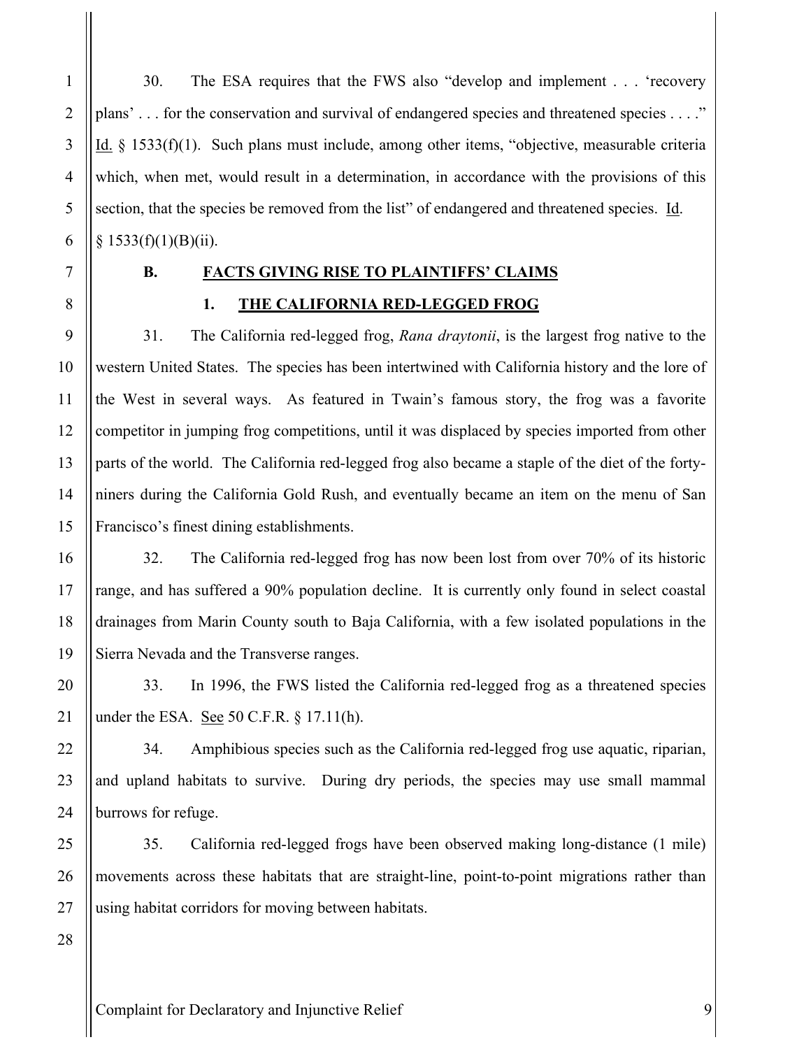30. The ESA requires that the FWS also "develop and implement . . . 'recovery plans' . . . for the conservation and survival of endangered species and threatened species . . . ." Id. § 1533(f)(1). Such plans must include, among other items, "objective, measurable criteria which, when met, would result in a determination, in accordance with the provisions of this section, that the species be removed from the list" of endangered and threatened species. Id. § 1533(f)(1)(B)(ii).

### B. FACTS GIVING RISE TO PLAINTIFFS' CLAIMS

#### 1. THE CALIFORNIA RED-LEGGED FROG

31. The California red-legged frog, *Rana draytonii*, is the largest frog native to the western United States. The species has been intertwined with California history and the lore of the West in several ways. As featured in Twain's famous story, the frog was a favorite competitor in jumping frog competitions, until it was displaced by species imported from other parts of the world. The California red-legged frog also became a staple of the diet of the forty-niners during the California Gold Rush, and eventually became an item on the menu of San Francisco's finest dining establishments.

32. The California red-legged frog has now been lost from over 70% of its historic range, and has suffered a 90% population decline. It is currently only found in select coastal drainages from Marin County south to Baja California, with a few isolated populations in the Sierra Nevada and the Transverse ranges.

33. In 1996, the FWS listed the California red-legged frog as a threatened species under the ESA. See 50 C.F.R. § 17.11(h).

34. Amphibious species such as the California red-legged frog use aquatic, riparian, and upland habitats to survive. During dry periods, the species may use small mammal burrows for refuge.

35. California red-legged frogs have been observed making long-distance (1 mile) movements across these habitats that are straight-line, point-to-point migrations rather than using habitat corridors for moving between habitats.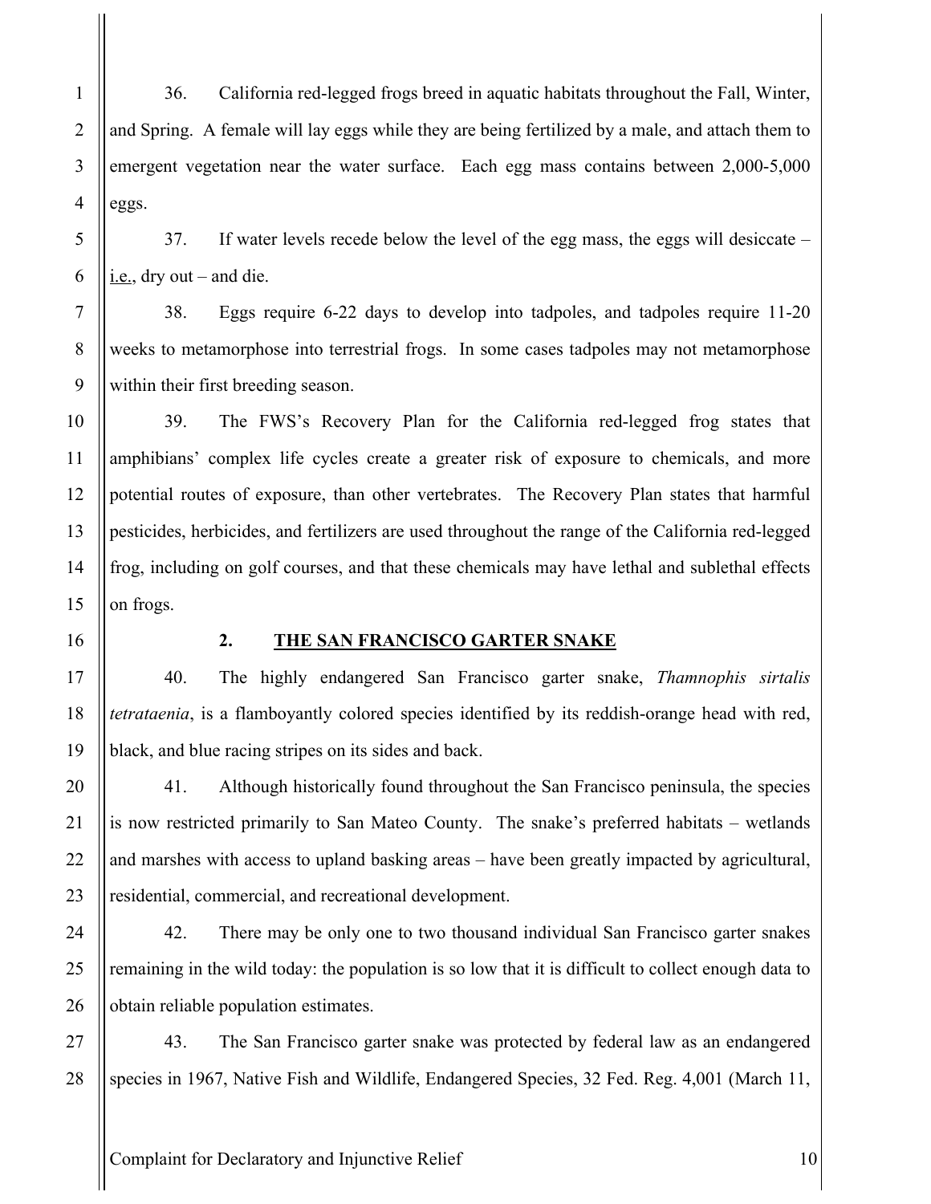36. California red-legged frogs breed in aquatic habitats throughout the Fall, Winter, and Spring. A female will lay eggs while they are being fertilized by a male, and attach them to emergent vegetation near the water surface. Each egg mass contains between 2,000-5,000 eggs.

37. If water levels recede below the level of the egg mass, the eggs will desiccate – i.e., dry out – and die.

38. Eggs require 6-22 days to develop into tadpoles, and tadpoles require 11-20 weeks to metamorphose into terrestrial frogs. In some cases tadpoles may not metamorphose within their first breeding season.

39. The FWS's Recovery Plan for the California red-legged frog states that amphibians' complex life cycles create a greater risk of exposure to chemicals, and more potential routes of exposure, than other vertebrates. The Recovery Plan states that harmful pesticides, herbicides, and fertilizers are used throughout the range of the California red-legged frog, including on golf courses, and that these chemicals may have lethal and sublethal effects on frogs.

### 2. THE SAN FRANCISCO GARTER SNAKE

40. The highly endangered San Francisco garter snake, *Thamnophis sirtalis tetrataenia*, is a flamboyantly colored species identified by its reddish-orange head with red, black, and blue racing stripes on its sides and back.

41. Although historically found throughout the San Francisco peninsula, the species is now restricted primarily to San Mateo County. The snake's preferred habitats – wetlands and marshes with access to upland basking areas – have been greatly impacted by agricultural, residential, commercial, and recreational development.

42. There may be only one to two thousand individual San Francisco garter snakes remaining in the wild today: the population is so low that it is difficult to collect enough data to obtain reliable population estimates.

43. The San Francisco garter snake was protected by federal law as an endangered species in 1967, Native Fish and Wildlife, Endangered Species, 32 Fed. Reg. 4,001 (March 11,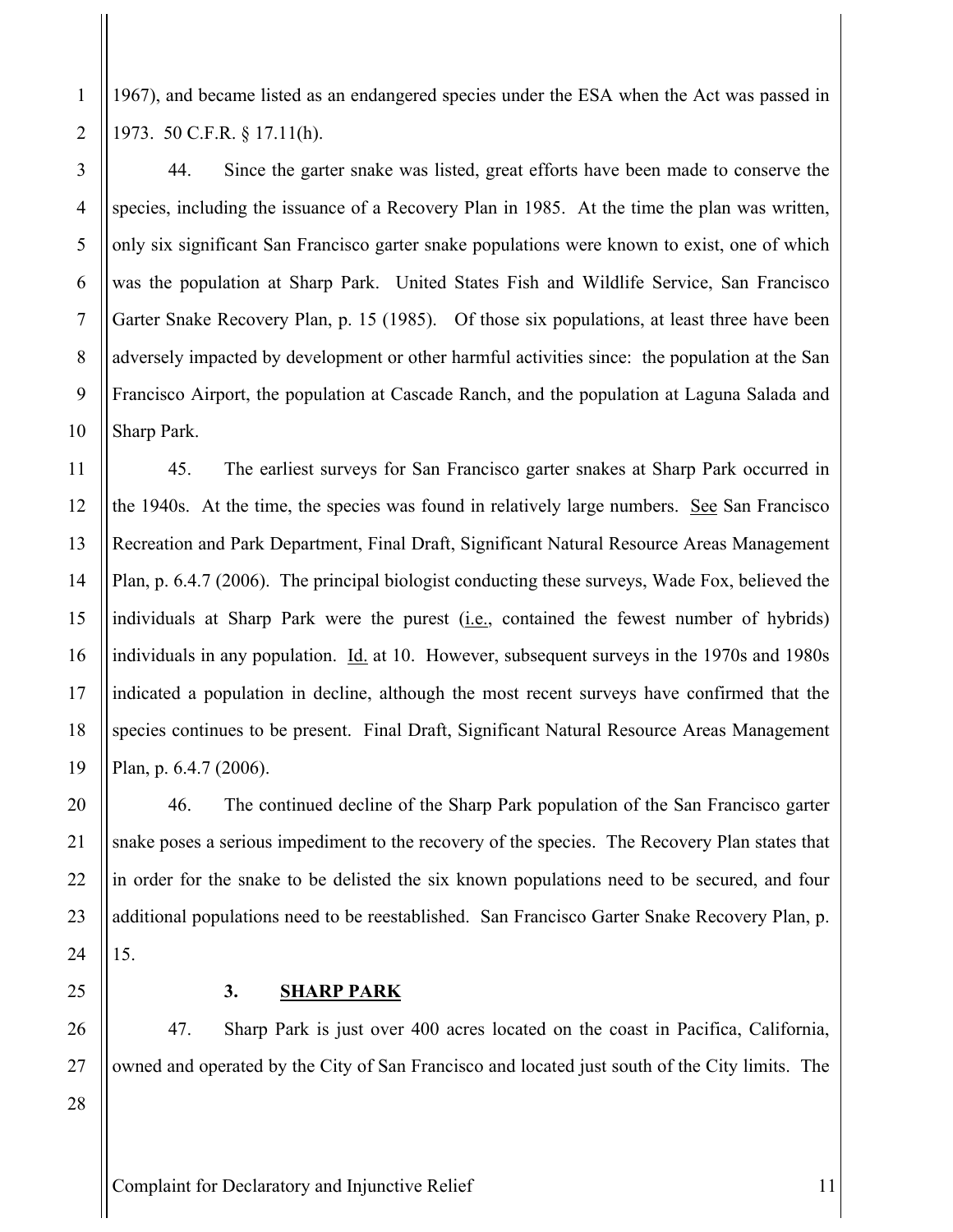1967), and became listed as an endangered species under the ESA when the Act was passed in 1973. 50 C.F.R. § 17.11(h).

44. Since the garter snake was listed, great efforts have been made to conserve the species, including the issuance of a Recovery Plan in 1985. At the time the plan was written, only six significant San Francisco garter snake populations were known to exist, one of which was the population at Sharp Park. United States Fish and Wildlife Service, San Francisco Garter Snake Recovery Plan, p. 15 (1985). Of those six populations, at least three have been adversely impacted by development or other harmful activities since: the population at the San Francisco Airport, the population at Cascade Ranch, and the population at Laguna Salada and Sharp Park.

45. The earliest surveys for San Francisco garter snakes at Sharp Park occurred in the 1940s. At the time, the species was found in relatively large numbers. See San Francisco Recreation and Park Department, Final Draft, Significant Natural Resource Areas Management Plan, p. 6.4.7 (2006). The principal biologist conducting these surveys, Wade Fox, believed the individuals at Sharp Park were the purest (i.e., contained the fewest number of hybrids) individuals in any population. Id. at 10. However, subsequent surveys in the 1970s and 1980s indicated a population in decline, although the most recent surveys have confirmed that the species continues to be present. Final Draft, Significant Natural Resource Areas Management Plan, p. 6.4.7 (2006).

46. The continued decline of the Sharp Park population of the San Francisco garter snake poses a serious impediment to the recovery of the species. The Recovery Plan states that in order for the snake to be delisted the six known populations need to be secured, and four additional populations need to be reestablished. San Francisco Garter Snake Recovery Plan, p. 15.

### 3. SHARP PARK

47. Sharp Park is just over 400 acres located on the coast in Pacifica, California, owned and operated by the City of San Francisco and located just south of the City limits. The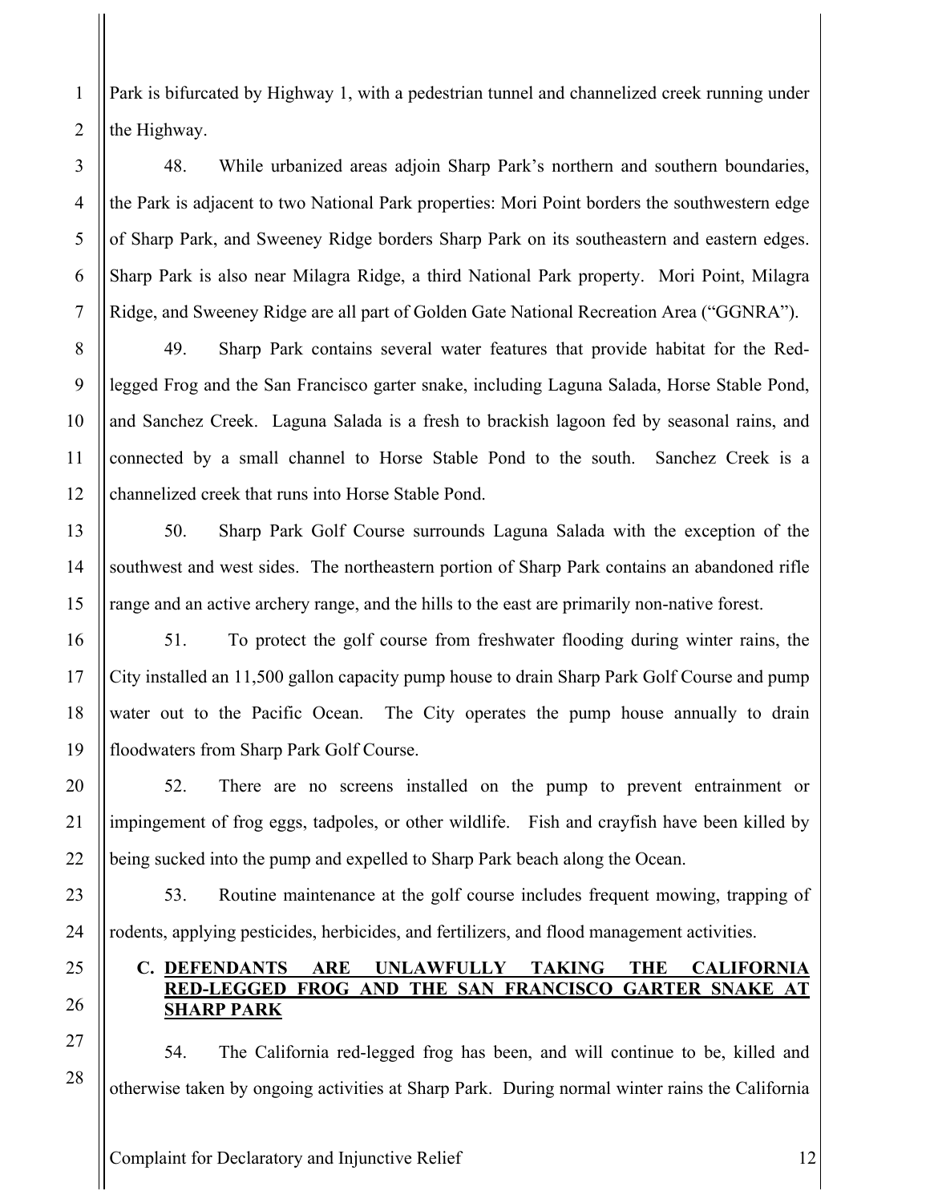Park is bifurcated by Highway 1, with a pedestrian tunnel and channelized creek running under the Highway.

48. While urbanized areas adjoin Sharp Park's northern and southern boundaries, the Park is adjacent to two National Park properties: Mori Point borders the southwestern edge of Sharp Park, and Sweeney Ridge borders Sharp Park on its southeastern and eastern edges. Sharp Park is also near Milagra Ridge, a third National Park property. Mori Point, Milagra Ridge, and Sweeney Ridge are all part of Golden Gate National Recreation Area ("GGNRA").

49. Sharp Park contains several water features that provide habitat for the Red-legged Frog and the San Francisco garter snake, including Laguna Salada, Horse Stable Pond, and Sanchez Creek. Laguna Salada is a fresh to brackish lagoon fed by seasonal rains, and connected by a small channel to Horse Stable Pond to the south. Sanchez Creek is a channelized creek that runs into Horse Stable Pond.

50. Sharp Park Golf Course surrounds Laguna Salada with the exception of the southwest and west sides. The northeastern portion of Sharp Park contains an abandoned rifle range and an active archery range, and the hills to the east are primarily non-native forest.

51. To protect the golf course from freshwater flooding during winter rains, the City installed an 11,500 gallon capacity pump house to drain Sharp Park Golf Course and pump water out to the Pacific Ocean. The City operates the pump house annually to drain floodwaters from Sharp Park Golf Course.

52. There are no screens installed on the pump to prevent entrainment or impingement of frog eggs, tadpoles, or other wildlife. Fish and crayfish have been killed by being sucked into the pump and expelled to Sharp Park beach along the Ocean.

53. Routine maintenance at the golf course includes frequent mowing, trapping of rodents, applying pesticides, herbicides, and fertilizers, and flood management activities.

### C. DEFENDANTS ARE UNLAWFULLY TAKING THE CALIFORNIA RED-LEGGED FROG AND THE SAN FRANCISCO GARTER SNAKE AT SHARP PARK

54. The California red-legged frog has been, and will continue to be, killed and otherwise taken by ongoing activities at Sharp Park. During normal winter rains the California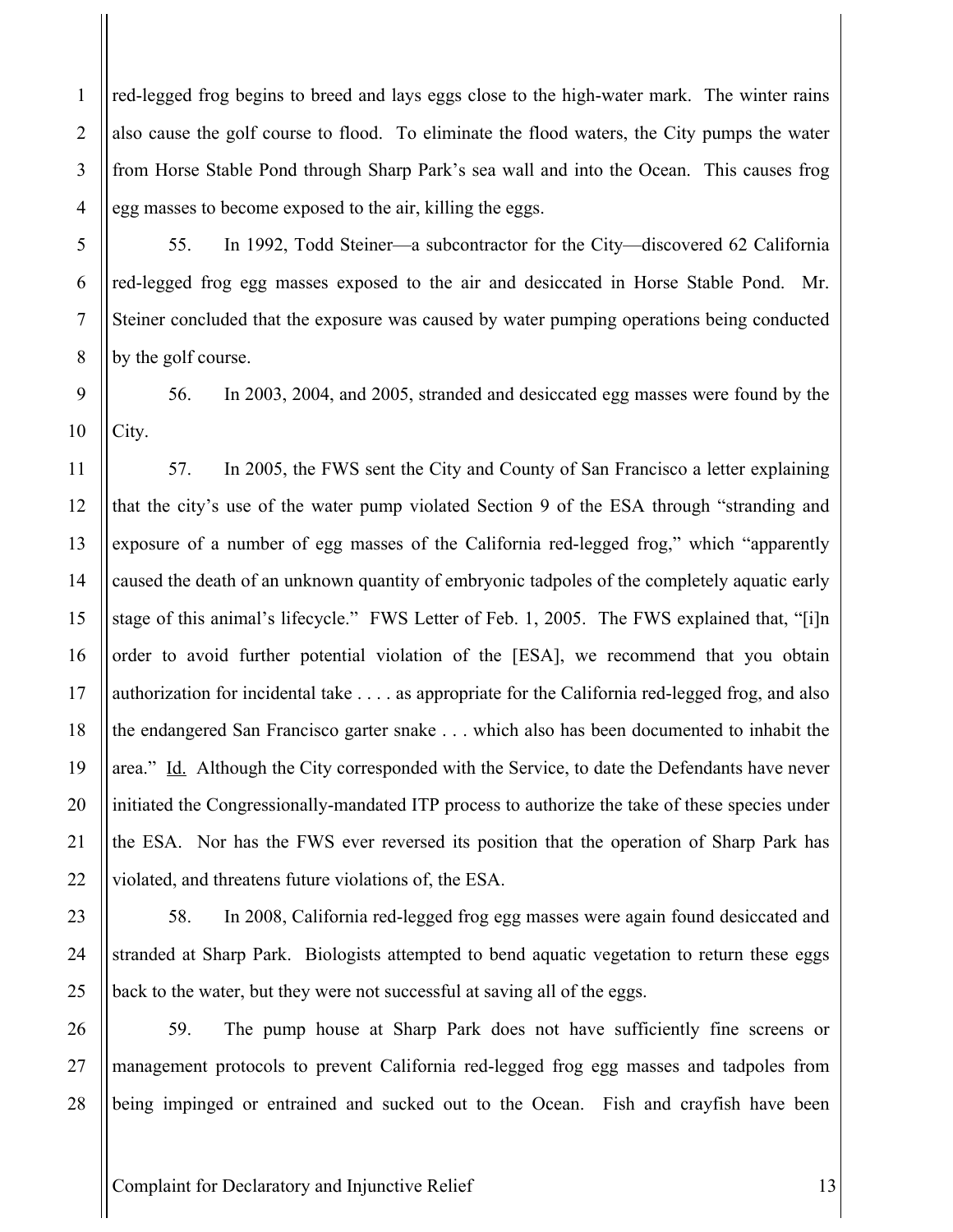red-legged frog begins to breed and lays eggs close to the high-water mark. The winter rains also cause the golf course to flood. To eliminate the flood waters, the City pumps the water from Horse Stable Pond through Sharp Park's sea wall and into the Ocean. This causes frog egg masses to become exposed to the air, killing the eggs.

55. In 1992, Todd Steiner—a subcontractor for the City—discovered 62 California red-legged frog egg masses exposed to the air and desiccated in Horse Stable Pond. Mr. Steiner concluded that the exposure was caused by water pumping operations being conducted by the golf course.

56. In 2003, 2004, and 2005, stranded and desiccated egg masses were found by the City.

57. In 2005, the FWS sent the City and County of San Francisco a letter explaining that the city's use of the water pump violated Section 9 of the ESA through "stranding and exposure of a number of egg masses of the California red-legged frog," which "apparently caused the death of an unknown quantity of embryonic tadpoles of the completely aquatic early stage of this animal's lifecycle." FWS Letter of Feb. 1, 2005. The FWS explained that, "[i]n order to avoid further potential violation of the [ESA], we recommend that you obtain authorization for incidental take . . . . as appropriate for the California red-legged frog, and also the endangered San Francisco garter snake . . . which also has been documented to inhabit the area." Id. Although the City corresponded with the Service, to date the Defendants have never initiated the Congressionally-mandated ITP process to authorize the take of these species under the ESA. Nor has the FWS ever reversed its position that the operation of Sharp Park has violated, and threatens future violations of, the ESA.

58. In 2008, California red-legged frog egg masses were again found desiccated and stranded at Sharp Park. Biologists attempted to bend aquatic vegetation to return these eggs back to the water, but they were not successful at saving all of the eggs.

59. The pump house at Sharp Park does not have sufficiently fine screens or management protocols to prevent California red-legged frog egg masses and tadpoles from being impinged or entrained and sucked out to the Ocean. Fish and crayfish have been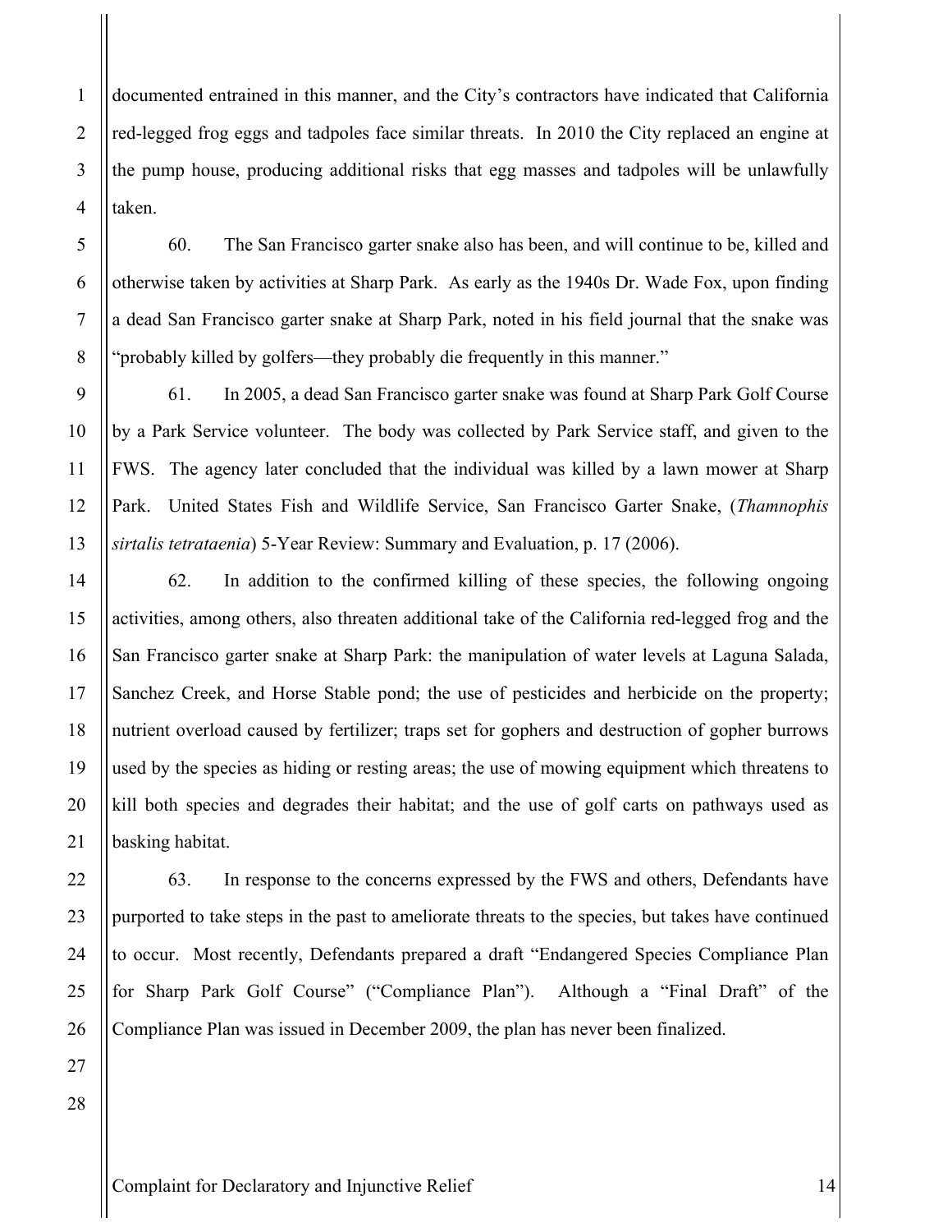documented entrained in this manner, and the City's contractors have indicated that California red-legged frog eggs and tadpoles face similar threats. In 2010 the City replaced an engine at the pump house, producing additional risks that egg masses and tadpoles will be unlawfully taken.

60. The San Francisco garter snake also has been, and will continue to be, killed and otherwise taken by activities at Sharp Park. As early as the 1940s Dr. Wade Fox, upon finding a dead San Francisco garter snake at Sharp Park, noted in his field journal that the snake was "probably killed by golfers—they probably die frequently in this manner."

61. In 2005, a dead San Francisco garter snake was found at Sharp Park Golf Course by a Park Service volunteer. The body was collected by Park Service staff, and given to the FWS. The agency later concluded that the individual was killed by a lawn mower at Sharp Park. United States Fish and Wildlife Service, San Francisco Garter Snake, (*Thamnophis sirtalis tetrataenia*) 5-Year Review: Summary and Evaluation, p. 17 (2006).

62. In addition to the confirmed killing of these species, the following ongoing activities, among others, also threaten additional take of the California red-legged frog and the San Francisco garter snake at Sharp Park: the manipulation of water levels at Laguna Salada, Sanchez Creek, and Horse Stable pond; the use of pesticides and herbicide on the property; nutrient overload caused by fertilizer; traps set for gophers and destruction of gopher burrows used by the species as hiding or resting areas; the use of mowing equipment which threatens to kill both species and degrades their habitat; and the use of golf carts on pathways used as basking habitat.

63. In response to the concerns expressed by the FWS and others, Defendants have purported to take steps in the past to ameliorate threats to the species, but takes have continued to occur. Most recently, Defendants prepared a draft "Endangered Species Compliance Plan for Sharp Park Golf Course" ("Compliance Plan"). Although a "Final Draft" of the Compliance Plan was issued in December 2009, the plan has never been finalized.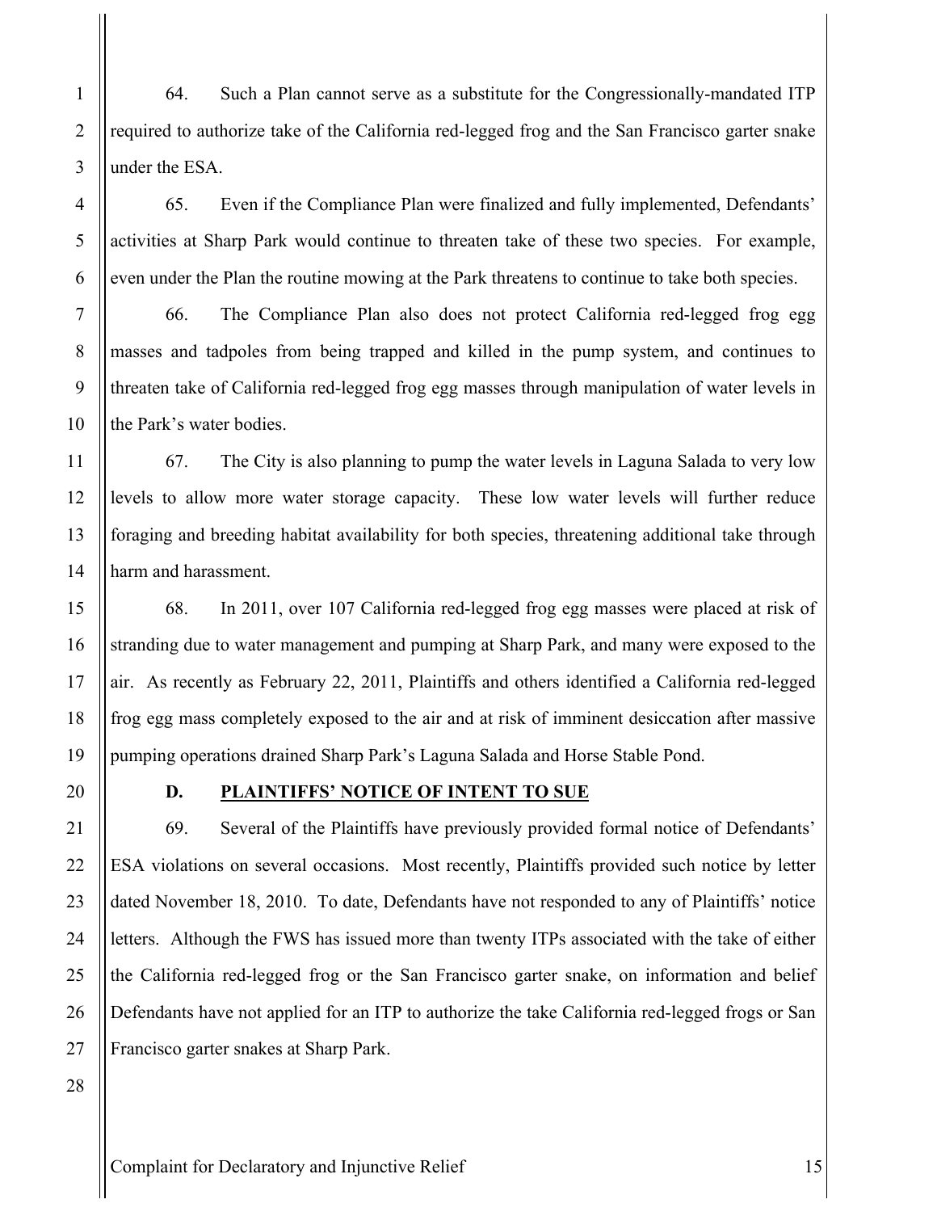64. Such a Plan cannot serve as a substitute for the Congressionally-mandated ITP required to authorize take of the California red-legged frog and the San Francisco garter snake under the ESA.

65. Even if the Compliance Plan were finalized and fully implemented, Defendants' activities at Sharp Park would continue to threaten take of these two species. For example, even under the Plan the routine mowing at the Park threatens to continue to take both species.

66. The Compliance Plan also does not protect California red-legged frog egg masses and tadpoles from being trapped and killed in the pump system, and continues to threaten take of California red-legged frog egg masses through manipulation of water levels in the Park's water bodies.

67. The City is also planning to pump the water levels in Laguna Salada to very low levels to allow more water storage capacity. These low water levels will further reduce foraging and breeding habitat availability for both species, threatening additional take through harm and harassment.

68. In 2011, over 107 California red-legged frog egg masses were placed at risk of stranding due to water management and pumping at Sharp Park, and many were exposed to the air. As recently as February 22, 2011, Plaintiffs and others identified a California red-legged frog egg mass completely exposed to the air and at risk of imminent desiccation after massive pumping operations drained Sharp Park's Laguna Salada and Horse Stable Pond.

### D. PLAINTIFFS' NOTICE OF INTENT TO SUE

69. Several of the Plaintiffs have previously provided formal notice of Defendants' ESA violations on several occasions. Most recently, Plaintiffs provided such notice by letter dated November 18, 2010. To date, Defendants have not responded to any of Plaintiffs' notice letters. Although the FWS has issued more than twenty ITPs associated with the take of either the California red-legged frog or the San Francisco garter snake, on information and belief Defendants have not applied for an ITP to authorize the take California red-legged frogs or San Francisco garter snakes at Sharp Park.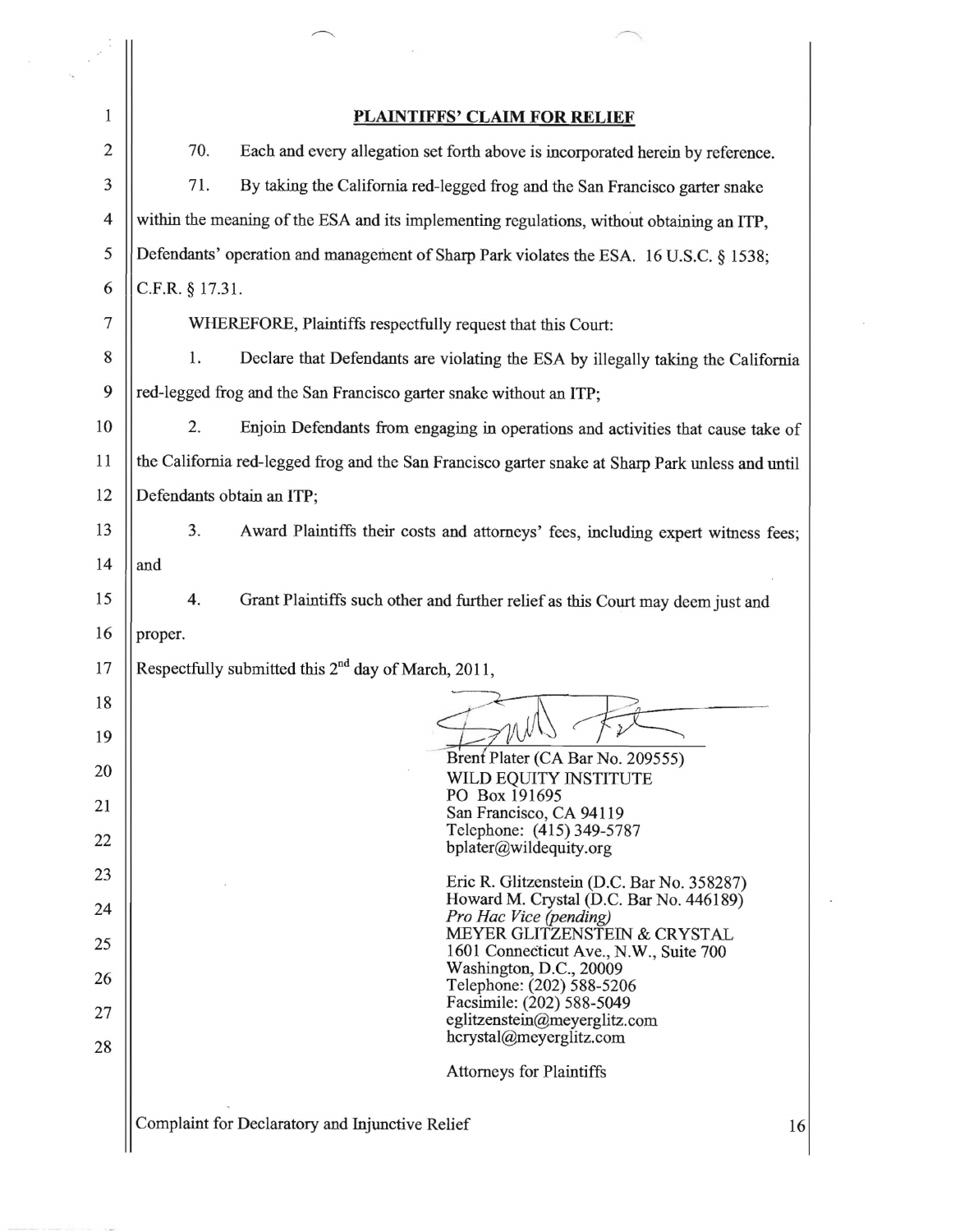## PLAINTIFFS' CLAIM FOR RELIEF

70. Each and every allegation set forth above is incorporated herein by reference.

71. By taking the California red-legged frog and the San Francisco garter snake within the meaning of the ESA and its implementing regulations, without obtaining an ITP, Defendants' operation and management of Sharp Park violates the ESA. 16 U.S.C. § 1538; C.F.R. § 17.31.

WHEREFORE, Plaintiffs respectfully request that this Court:

1. Declare that Defendants are violating the ESA by illegally taking the California red-legged frog and the San Francisco garter snake without an ITP;

2. Enjoin Defendants from engaging in operations and activities that cause take of the California red-legged frog and the San Francisco garter snake at Sharp Park unless and until Defendants obtain an ITP;

3. Award Plaintiffs their costs and attorneys' fees, including expert witness fees; and

4. Grant Plaintiffs such other and further relief as this Court may deem just and proper.

Respectfully submitted this 2nd day of March, 2011,

Brent Plater (CA Bar No. 209555)
WILD EQUITY INSTITUTE
PO Box 191695
San Francisco, CA 94119
Telephone: (415) 349-5787
bplater@wildequity.org

Eric R. Glitzenstein (D.C. Bar No. 358287)
Howard M. Crystal (D.C. Bar No. 446189)
*Pro Hac Vice (pending)*
MEYER GLITZENSTEIN & CRYSTAL
1601 Connecticut Ave., N.W., Suite 700
Washington, D.C., 20009
Telephone: (202) 588-5206
Facsimile: (202) 588-5049
eglitzenstein@meyerglitz.com
hcrystal@meyerglitz.com

Attorneys for Plaintiffs